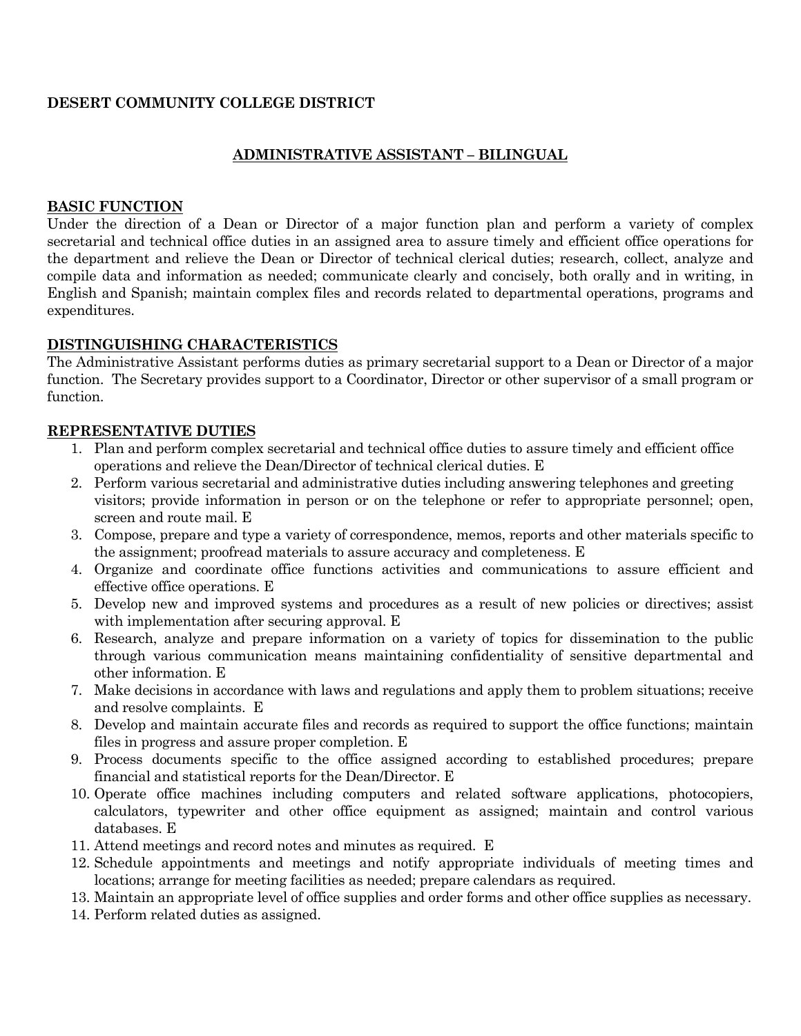**DESERT COMMUNITY COLLEGE DISTRICT**

# ADMINISTRATIVE ASSISTANT – BILINGUAL

## BASIC FUNCTION

Under the direction of a Dean or Director of a major function plan and perform a variety of complex secretarial and technical office duties in an assigned area to assure timely and efficient office operations for the department and relieve the Dean or Director of technical clerical duties; research, collect, analyze and compile data and information as needed; communicate clearly and concisely, both orally and in writing, in English and Spanish; maintain complex files and records related to departmental operations, programs and expenditures.

## DISTINGUISHING CHARACTERISTICS

The Administrative Assistant performs duties as primary secretarial support to a Dean or Director of a major function. The Secretary provides support to a Coordinator, Director or other supervisor of a small program or function.

## REPRESENTATIVE DUTIES

1. Plan and perform complex secretarial and technical office duties to assure timely and efficient office operations and relieve the Dean/Director of technical clerical duties. E
2. Perform various secretarial and administrative duties including answering telephones and greeting visitors; provide information in person or on the telephone or refer to appropriate personnel; open, screen and route mail. E
3. Compose, prepare and type a variety of correspondence, memos, reports and other materials specific to the assignment; proofread materials to assure accuracy and completeness. E
4. Organize and coordinate office functions activities and communications to assure efficient and effective office operations. E
5. Develop new and improved systems and procedures as a result of new policies or directives; assist with implementation after securing approval. E
6. Research, analyze and prepare information on a variety of topics for dissemination to the public through various communication means maintaining confidentiality of sensitive departmental and other information. E
7. Make decisions in accordance with laws and regulations and apply them to problem situations; receive and resolve complaints. E
8. Develop and maintain accurate files and records as required to support the office functions; maintain files in progress and assure proper completion. E
9. Process documents specific to the office assigned according to established procedures; prepare financial and statistical reports for the Dean/Director. E
10. Operate office machines including computers and related software applications, photocopiers, calculators, typewriter and other office equipment as assigned; maintain and control various databases. E
11. Attend meetings and record notes and minutes as required. E
12. Schedule appointments and meetings and notify appropriate individuals of meeting times and locations; arrange for meeting facilities as needed; prepare calendars as required.
13. Maintain an appropriate level of office supplies and order forms and other office supplies as necessary.
14. Perform related duties as assigned.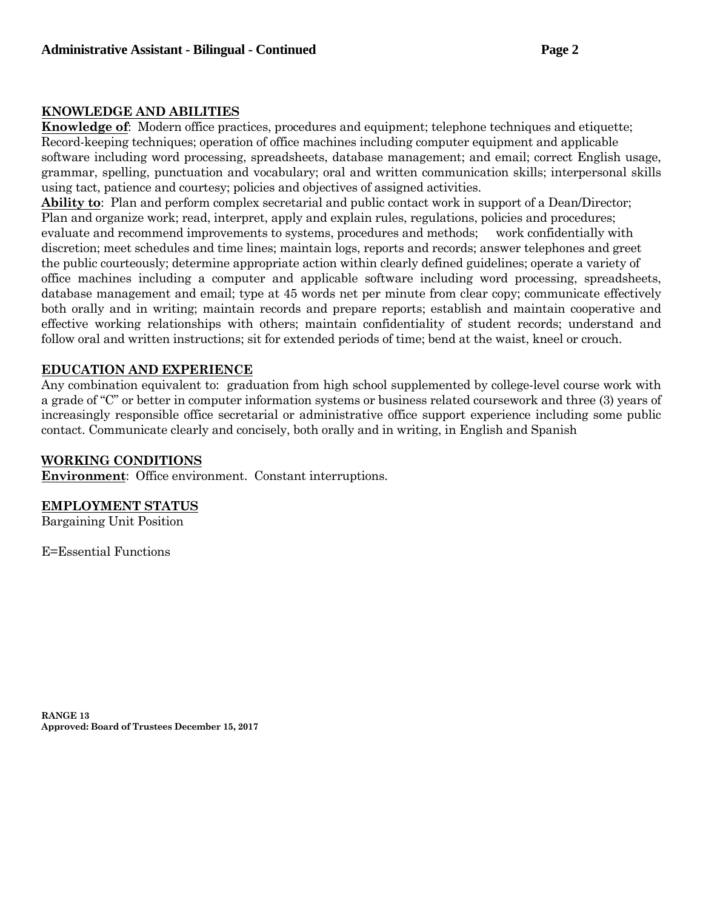## KNOWLEDGE AND ABILITIES

**Knowledge of**: Modern office practices, procedures and equipment; telephone techniques and etiquette; Record-keeping techniques; operation of office machines including computer equipment and applicable software including word processing, spreadsheets, database management; and email; correct English usage, grammar, spelling, punctuation and vocabulary; oral and written communication skills; interpersonal skills using tact, patience and courtesy; policies and objectives of assigned activities.

**Ability to**: Plan and perform complex secretarial and public contact work in support of a Dean/Director; Plan and organize work; read, interpret, apply and explain rules, regulations, policies and procedures; evaluate and recommend improvements to systems, procedures and methods; work confidentially with discretion; meet schedules and time lines; maintain logs, reports and records; answer telephones and greet the public courteously; determine appropriate action within clearly defined guidelines; operate a variety of office machines including a computer and applicable software including word processing, spreadsheets, database management and email; type at 45 words net per minute from clear copy; communicate effectively both orally and in writing; maintain records and prepare reports; establish and maintain cooperative and effective working relationships with others; maintain confidentiality of student records; understand and follow oral and written instructions; sit for extended periods of time; bend at the waist, kneel or crouch.

## EDUCATION AND EXPERIENCE

Any combination equivalent to: graduation from high school supplemented by college-level course work with a grade of "C" or better in computer information systems or business related coursework and three (3) years of increasingly responsible office secretarial or administrative office support experience including some public contact. Communicate clearly and concisely, both orally and in writing, in English and Spanish

## WORKING CONDITIONS

**Environment**: Office environment. Constant interruptions.

## EMPLOYMENT STATUS

Bargaining Unit Position

E=Essential Functions

**RANGE 13**
**Approved: Board of Trustees December 15, 2017**